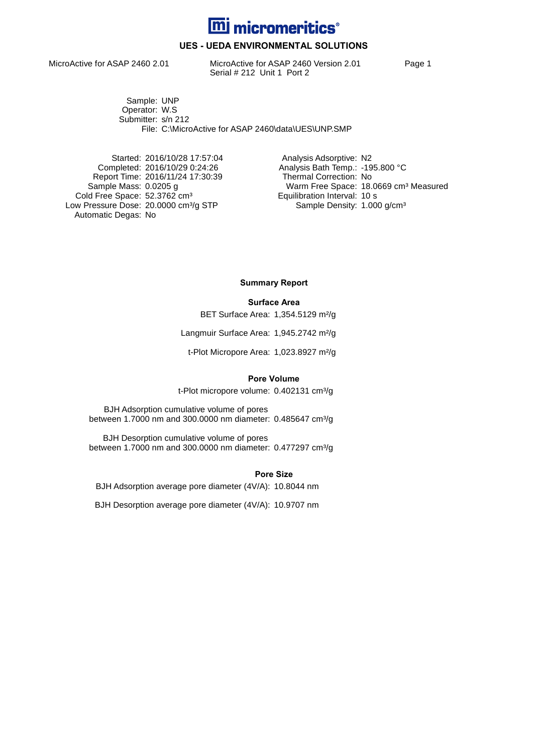# micromeritics®

## UES - UEDA ENVIRONMENTAL SOLUTIONS

MicroActive for ASAP 2460 2.01 | MicroActive for ASAP 2460 Version 2.01
Serial # 212 Unit 1 Port 2

Sample: UNP
Operator: W.S
Submitter: s/n 212
File: C:\MicroActive for ASAP 2460\data\UES\UNP.SMP

| | | | |
|---|---|---|---|
| Started: | 2016/10/28 17:57:04 | Analysis Adsorptive: | $N_2$ |
| Completed: | 2016/10/29 0:24:26 | Analysis Bath Temp.: | -195.800 °C |
| Report Time: | 2016/11/24 17:30:39 | Thermal Correction: | No |
| Sample Mass: | 0.0205 g | Warm Free Space: | 18.0669 $cm^3$ Measured |
| Cold Free Space: | 52.3762 $cm^3$ | Equilibration Interval: | 10 s |
| Low Pressure Dose: | 20.0000 $cm^3$/g STP | Sample Density: | 1.000 g/$cm^3$ |
| Automatic Degas: | No | | |

### Summary Report

#### Surface Area

BET Surface Area: 1,354.5129 $m^2$/g

Langmuir Surface Area: 1,945.2742 $m^2$/g

t-Plot Micropore Area: 1,023.8927 $m^2$/g

#### Pore Volume

t-Plot micropore volume: 0.402131 $cm^3$/g

BJH Adsorption cumulative volume of pores between 1.7000 nm and 300.0000 nm diameter: 0.485647 $cm^3$/g

BJH Desorption cumulative volume of pores between 1.7000 nm and 300.0000 nm diameter: 0.477297 $cm^3$/g

#### Pore Size

BJH Adsorption average pore diameter (4V/A): 10.8044 nm

BJH Desorption average pore diameter (4V/A): 10.9707 nm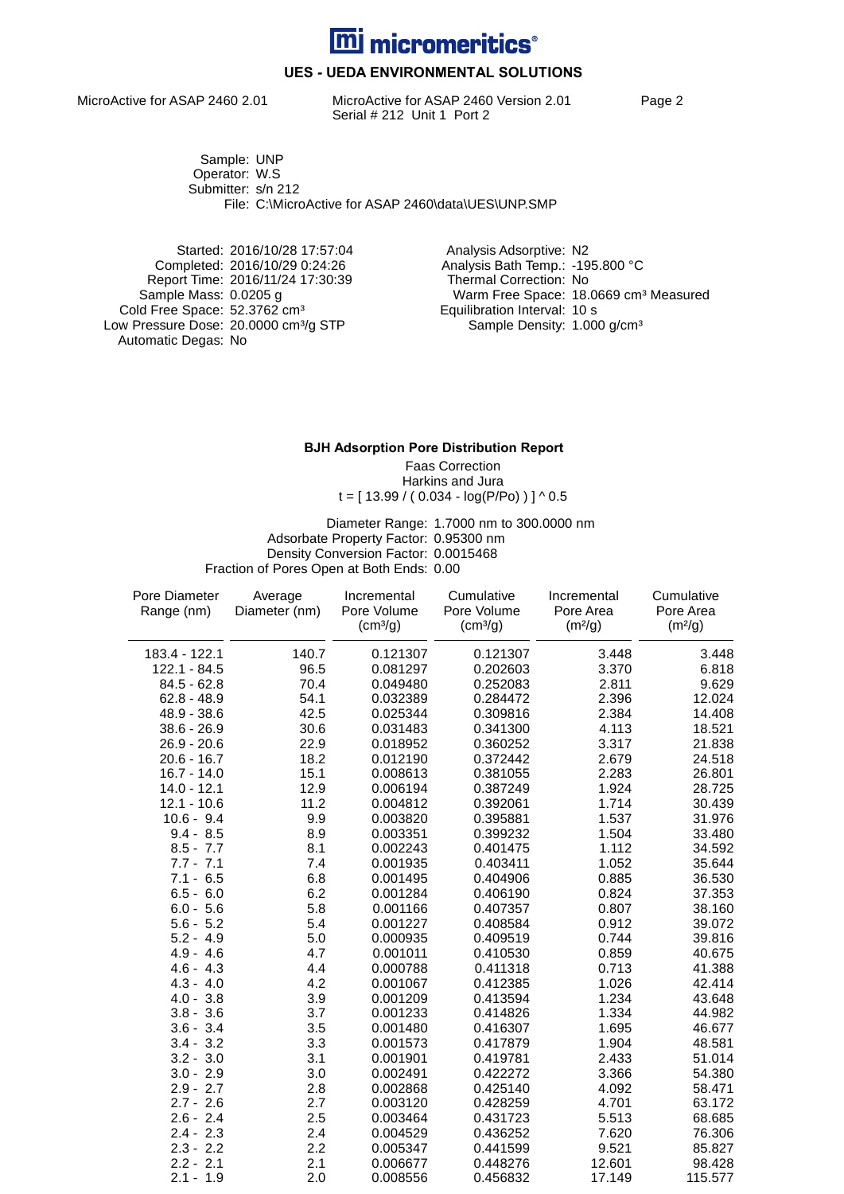# micromeritics®

## UES - UEDA ENVIRONMENTAL SOLUTIONS

MicroActive for ASAP 2460 2.01 — MicroActive for ASAP 2460 Version 2.01
Serial # 212 Unit 1 Port 2

Sample: UNP
Operator: W.S
Submitter: s/n 212
File: C:\MicroActive for ASAP 2460\data\UES\UNP.SMP

Started: 2016/10/28 17:57:04
Completed: 2016/10/29 0:24:26
Report Time: 2016/11/24 17:30:39
Sample Mass: 0.0205 g
Cold Free Space: 52.3762 $cm^3$
Low Pressure Dose: 20.0000 $cm^3/g$ STP
Automatic Degas: No

Analysis Adsorptive: $N_2$
Analysis Bath Temp.: -195.800 °C
Thermal Correction: No
Warm Free Space: 18.0669 $cm^3$ Measured
Equilibration Interval: 10 s
Sample Density: 1.000 $g/cm^3$

### BJH Adsorption Pore Distribution Report

Faas Correction
Harkins and Jura
$t = [ 13.99 / ( 0.034 - \log(P/Po) ) ] ^{\wedge} 0.5$

Diameter Range: 1.7000 nm to 300.0000 nm
Adsorbate Property Factor: 0.95300 nm
Density Conversion Factor: 0.0015468
Fraction of Pores Open at Both Ends: 0.00

| Pore Diameter Range (nm) | Average Diameter (nm) | Incremental Pore Volume ($cm^3/g$) | Cumulative Pore Volume ($cm^3/g$) | Incremental Pore Area ($m^2/g$) | Cumulative Pore Area ($m^2/g$) |
|---|---|---|---|---|---|
| 183.4 - 122.1 | 140.7 | 0.121307 | 0.121307 | 3.448 | 3.448 |
| 122.1 - 84.5 | 96.5 | 0.081297 | 0.202603 | 3.370 | 6.818 |
| 84.5 - 62.8 | 70.4 | 0.049480 | 0.252083 | 2.811 | 9.629 |
| 62.8 - 48.9 | 54.1 | 0.032389 | 0.284472 | 2.396 | 12.024 |
| 48.9 - 38.6 | 42.5 | 0.025344 | 0.309816 | 2.384 | 14.408 |
| 38.6 - 26.9 | 30.6 | 0.031483 | 0.341300 | 4.113 | 18.521 |
| 26.9 - 20.6 | 22.9 | 0.018952 | 0.360252 | 3.317 | 21.838 |
| 20.6 - 16.7 | 18.2 | 0.012190 | 0.372442 | 2.679 | 24.518 |
| 16.7 - 14.0 | 15.1 | 0.008613 | 0.381055 | 2.283 | 26.801 |
| 14.0 - 12.1 | 12.9 | 0.006194 | 0.387249 | 1.924 | 28.725 |
| 12.1 - 10.6 | 11.2 | 0.004812 | 0.392061 | 1.714 | 30.439 |
| 10.6 - 9.4 | 9.9 | 0.003820 | 0.395881 | 1.537 | 31.976 |
| 9.4 - 8.5 | 8.9 | 0.003351 | 0.399232 | 1.504 | 33.480 |
| 8.5 - 7.7 | 8.1 | 0.002243 | 0.401475 | 1.112 | 34.592 |
| 7.7 - 7.1 | 7.4 | 0.001935 | 0.403411 | 1.052 | 35.644 |
| 7.1 - 6.5 | 6.8 | 0.001495 | 0.404906 | 0.885 | 36.530 |
| 6.5 - 6.0 | 6.2 | 0.001284 | 0.406190 | 0.824 | 37.353 |
| 6.0 - 5.6 | 5.8 | 0.001166 | 0.407357 | 0.807 | 38.160 |
| 5.6 - 5.2 | 5.4 | 0.001227 | 0.408584 | 0.912 | 39.072 |
| 5.2 - 4.9 | 5.0 | 0.000935 | 0.409519 | 0.744 | 39.816 |
| 4.9 - 4.6 | 4.7 | 0.001011 | 0.410530 | 0.859 | 40.675 |
| 4.6 - 4.3 | 4.4 | 0.000788 | 0.411318 | 0.713 | 41.388 |
| 4.3 - 4.0 | 4.2 | 0.001067 | 0.412385 | 1.026 | 42.414 |
| 4.0 - 3.8 | 3.9 | 0.001209 | 0.413594 | 1.234 | 43.648 |
| 3.8 - 3.6 | 3.7 | 0.001233 | 0.414826 | 1.334 | 44.982 |
| 3.6 - 3.4 | 3.5 | 0.001480 | 0.416307 | 1.695 | 46.677 |
| 3.4 - 3.2 | 3.3 | 0.001573 | 0.417879 | 1.904 | 48.581 |
| 3.2 - 3.0 | 3.1 | 0.001901 | 0.419781 | 2.433 | 51.014 |
| 3.0 - 2.9 | 3.0 | 0.002491 | 0.422272 | 3.366 | 54.380 |
| 2.9 - 2.7 | 2.8 | 0.002868 | 0.425140 | 4.092 | 58.471 |
| 2.7 - 2.6 | 2.7 | 0.003120 | 0.428259 | 4.701 | 63.172 |
| 2.6 - 2.4 | 2.5 | 0.003464 | 0.431723 | 5.513 | 68.685 |
| 2.4 - 2.3 | 2.4 | 0.004529 | 0.436252 | 7.620 | 76.306 |
| 2.3 - 2.2 | 2.2 | 0.005347 | 0.441599 | 9.521 | 85.827 |
| 2.2 - 2.1 | 2.1 | 0.006677 | 0.448276 | 12.601 | 98.428 |
| 2.1 - 1.9 | 2.0 | 0.008556 | 0.456832 | 17.149 | 115.577 |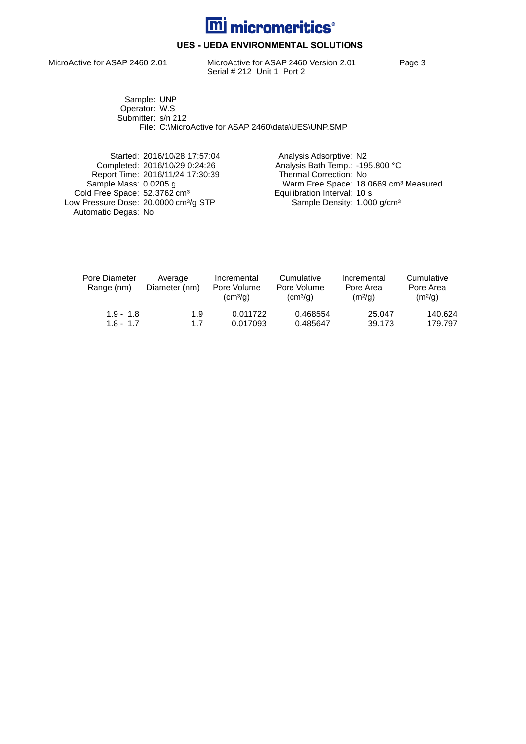# micromeritics

## UES - UEDA ENVIRONMENTAL SOLUTIONS

MicroActive for ASAP 2460 2.01

MicroActive for ASAP 2460 Version 2.01
Serial # 212 Unit 1 Port 2

Sample: UNP
Operator: W.S
Submitter: s/n 212
File: C:\MicroActive for ASAP 2460\data\UES\UNP.SMP

Started: 2016/10/28 17:57:04
Completed: 2016/10/29 0:24:26
Report Time: 2016/11/24 17:30:39
Sample Mass: 0.0205 g
Cold Free Space: 52.3762 cm³
Low Pressure Dose: 20.0000 cm³/g STP
Automatic Degas: No

Analysis Adsorptive: $N_2$
Analysis Bath Temp.: -195.800 °C
Thermal Correction: No
Warm Free Space: 18.0669 cm³ Measured
Equilibration Interval: 10 s
Sample Density: 1.000 g/cm³

| Pore Diameter Range (nm) | Average Diameter (nm) | Incremental Pore Volume (cm³/g) | Cumulative Pore Volume (cm³/g) | Incremental Pore Area (m²/g) | Cumulative Pore Area (m²/g) |
|---|---|---|---|---|---|
| 1.9 - 1.8 | 1.9 | 0.011722 | 0.468554 | 25.047 | 140.624 |
| 1.8 - 1.7 | 1.7 | 0.017093 | 0.485647 | 39.173 | 179.797 |